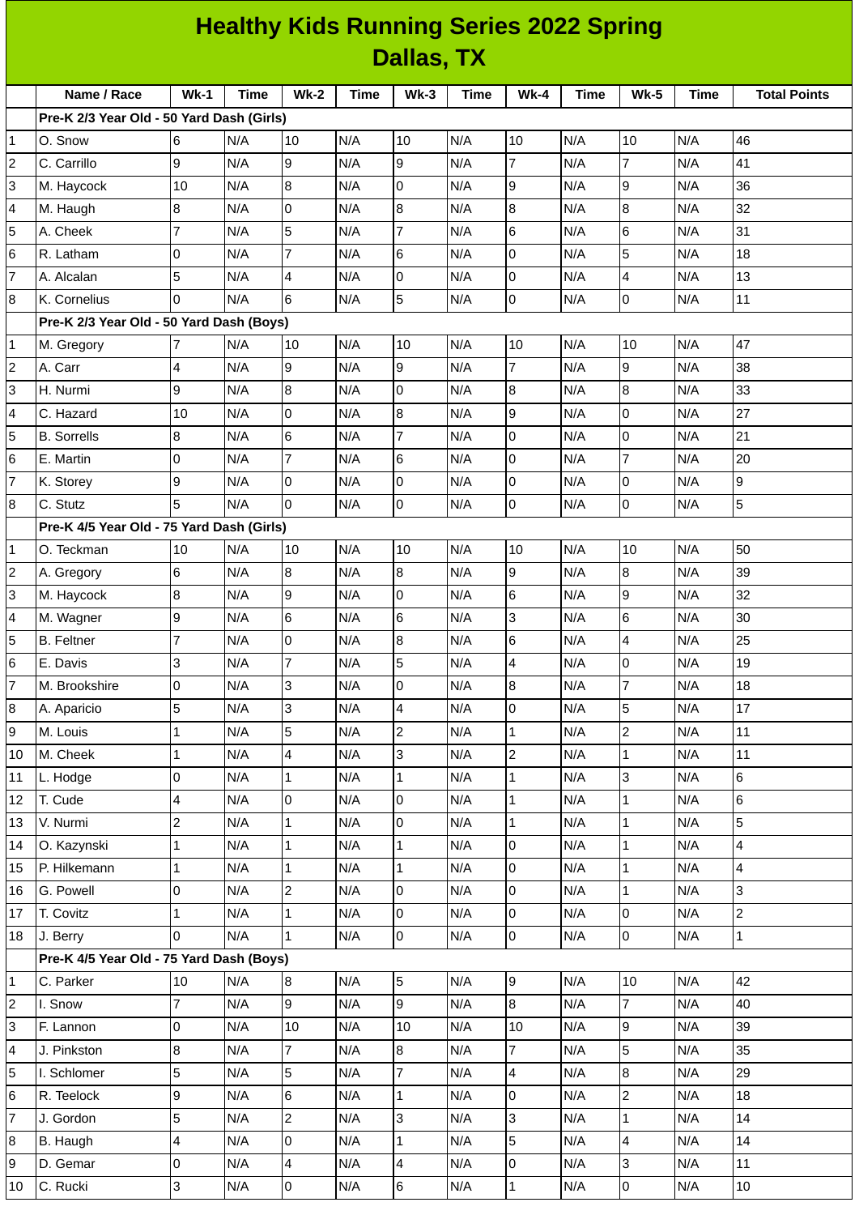# Healthy Kids Running Series 2022 Spring
## Dallas, TX

| | Name / Race | Wk-1 | Time | Wk-2 | Time | Wk-3 | Time | Wk-4 | Time | Wk-5 | Time | Total Points |
|---|---|---|---|---|---|---|---|---|---|---|---|---|
| | **Pre-K 2/3 Year Old - 50 Yard Dash (Girls)** | | | | | | | | | | | |
| 1 | O. Snow | 6 | N/A | 10 | N/A | 10 | N/A | 10 | N/A | 10 | N/A | 46 |
| 2 | C. Carrillo | 9 | N/A | 9 | N/A | 9 | N/A | 7 | N/A | 7 | N/A | 41 |
| 3 | M. Haycock | 10 | N/A | 8 | N/A | 0 | N/A | 9 | N/A | 9 | N/A | 36 |
| 4 | M. Haugh | 8 | N/A | 0 | N/A | 8 | N/A | 8 | N/A | 8 | N/A | 32 |
| 5 | A. Cheek | 7 | N/A | 5 | N/A | 7 | N/A | 6 | N/A | 6 | N/A | 31 |
| 6 | R. Latham | 0 | N/A | 7 | N/A | 6 | N/A | 0 | N/A | 5 | N/A | 18 |
| 7 | A. Alcalan | 5 | N/A | 4 | N/A | 0 | N/A | 0 | N/A | 4 | N/A | 13 |
| 8 | K. Cornelius | 0 | N/A | 6 | N/A | 5 | N/A | 0 | N/A | 0 | N/A | 11 |
| | **Pre-K 2/3 Year Old - 50 Yard Dash (Boys)** | | | | | | | | | | | |
| 1 | M. Gregory | 7 | N/A | 10 | N/A | 10 | N/A | 10 | N/A | 10 | N/A | 47 |
| 2 | A. Carr | 4 | N/A | 9 | N/A | 9 | N/A | 7 | N/A | 9 | N/A | 38 |
| 3 | H. Nurmi | 9 | N/A | 8 | N/A | 0 | N/A | 8 | N/A | 8 | N/A | 33 |
| 4 | C. Hazard | 10 | N/A | 0 | N/A | 8 | N/A | 9 | N/A | 0 | N/A | 27 |
| 5 | B. Sorrells | 8 | N/A | 6 | N/A | 7 | N/A | 0 | N/A | 0 | N/A | 21 |
| 6 | E. Martin | 0 | N/A | 7 | N/A | 6 | N/A | 0 | N/A | 7 | N/A | 20 |
| 7 | K. Storey | 9 | N/A | 0 | N/A | 0 | N/A | 0 | N/A | 0 | N/A | 9 |
| 8 | C. Stutz | 5 | N/A | 0 | N/A | 0 | N/A | 0 | N/A | 0 | N/A | 5 |
| | **Pre-K 4/5 Year Old - 75 Yard Dash (Girls)** | | | | | | | | | | | |
| 1 | O. Teckman | 10 | N/A | 10 | N/A | 10 | N/A | 10 | N/A | 10 | N/A | 50 |
| 2 | A. Gregory | 6 | N/A | 8 | N/A | 8 | N/A | 9 | N/A | 8 | N/A | 39 |
| 3 | M. Haycock | 8 | N/A | 9 | N/A | 0 | N/A | 6 | N/A | 9 | N/A | 32 |
| 4 | M. Wagner | 9 | N/A | 6 | N/A | 6 | N/A | 3 | N/A | 6 | N/A | 30 |
| 5 | B. Feltner | 7 | N/A | 0 | N/A | 8 | N/A | 6 | N/A | 4 | N/A | 25 |
| 6 | E. Davis | 3 | N/A | 7 | N/A | 5 | N/A | 4 | N/A | 0 | N/A | 19 |
| 7 | M. Brookshire | 0 | N/A | 3 | N/A | 0 | N/A | 8 | N/A | 7 | N/A | 18 |
| 8 | A. Aparicio | 5 | N/A | 3 | N/A | 4 | N/A | 0 | N/A | 5 | N/A | 17 |
| 9 | M. Louis | 1 | N/A | 5 | N/A | 2 | N/A | 1 | N/A | 2 | N/A | 11 |
| 10 | M. Cheek | 1 | N/A | 4 | N/A | 3 | N/A | 2 | N/A | 1 | N/A | 11 |
| 11 | L. Hodge | 0 | N/A | 1 | N/A | 1 | N/A | 1 | N/A | 3 | N/A | 6 |
| 12 | T. Cude | 4 | N/A | 0 | N/A | 0 | N/A | 1 | N/A | 1 | N/A | 6 |
| 13 | V. Nurmi | 2 | N/A | 1 | N/A | 0 | N/A | 1 | N/A | 1 | N/A | 5 |
| 14 | O. Kazynski | 1 | N/A | 1 | N/A | 1 | N/A | 0 | N/A | 1 | N/A | 4 |
| 15 | P. Hilkemann | 1 | N/A | 1 | N/A | 1 | N/A | 0 | N/A | 1 | N/A | 4 |
| 16 | G. Powell | 0 | N/A | 2 | N/A | 0 | N/A | 0 | N/A | 1 | N/A | 3 |
| 17 | T. Covitz | 1 | N/A | 1 | N/A | 0 | N/A | 0 | N/A | 0 | N/A | 2 |
| 18 | J. Berry | 0 | N/A | 1 | N/A | 0 | N/A | 0 | N/A | 0 | N/A | 1 |
| | **Pre-K 4/5 Year Old - 75 Yard Dash (Boys)** | | | | | | | | | | | |
| 1 | C. Parker | 10 | N/A | 8 | N/A | 5 | N/A | 9 | N/A | 10 | N/A | 42 |
| 2 | I. Snow | 7 | N/A | 9 | N/A | 9 | N/A | 8 | N/A | 7 | N/A | 40 |
| 3 | F. Lannon | 0 | N/A | 10 | N/A | 10 | N/A | 10 | N/A | 9 | N/A | 39 |
| 4 | J. Pinkston | 8 | N/A | 7 | N/A | 8 | N/A | 7 | N/A | 5 | N/A | 35 |
| 5 | I. Schlomer | 5 | N/A | 5 | N/A | 7 | N/A | 4 | N/A | 8 | N/A | 29 |
| 6 | R. Teelock | 9 | N/A | 6 | N/A | 1 | N/A | 0 | N/A | 2 | N/A | 18 |
| 7 | J. Gordon | 5 | N/A | 2 | N/A | 3 | N/A | 3 | N/A | 1 | N/A | 14 |
| 8 | B. Haugh | 4 | N/A | 0 | N/A | 1 | N/A | 5 | N/A | 4 | N/A | 14 |
| 9 | D. Gemar | 0 | N/A | 4 | N/A | 4 | N/A | 0 | N/A | 3 | N/A | 11 |
| 10 | C. Rucki | 3 | N/A | 0 | N/A | 6 | N/A | 1 | N/A | 0 | N/A | 10 |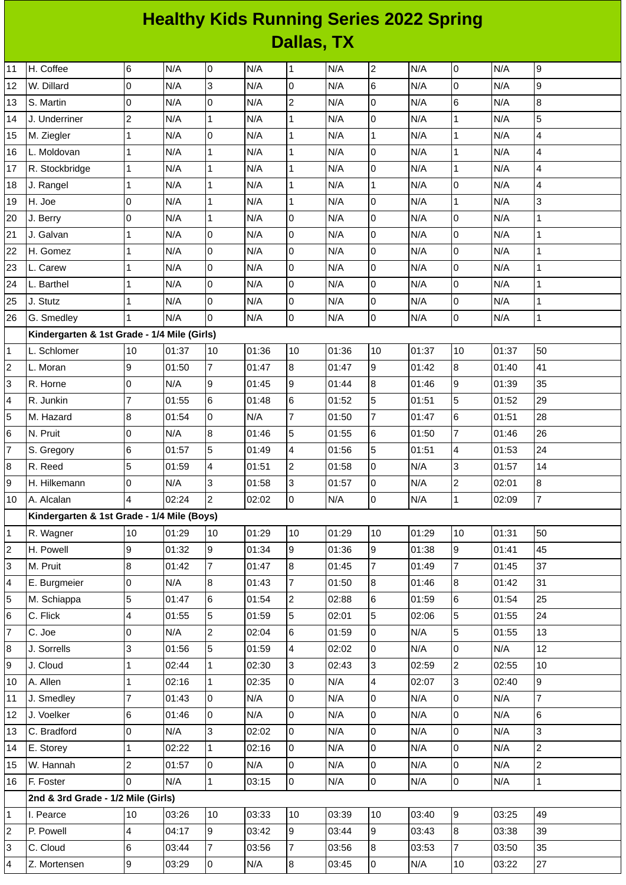# Healthy Kids Running Series 2022 Spring
## Dallas, TX

| | | | | | | | | | | | | |
|---|---|---|---|---|---|---|---|---|---|---|---|---|
| 11 | H. Coffee | 6 | N/A | 0 | N/A | 1 | N/A | 2 | N/A | 0 | N/A | 9 |
| 12 | W. Dillard | 0 | N/A | 3 | N/A | 0 | N/A | 6 | N/A | 0 | N/A | 9 |
| 13 | S. Martin | 0 | N/A | 0 | N/A | 2 | N/A | 0 | N/A | 6 | N/A | 8 |
| 14 | J. Underriner | 2 | N/A | 1 | N/A | 1 | N/A | 0 | N/A | 1 | N/A | 5 |
| 15 | M. Ziegler | 1 | N/A | 0 | N/A | 1 | N/A | 1 | N/A | 1 | N/A | 4 |
| 16 | L. Moldovan | 1 | N/A | 1 | N/A | 1 | N/A | 0 | N/A | 1 | N/A | 4 |
| 17 | R. Stockbridge | 1 | N/A | 1 | N/A | 1 | N/A | 0 | N/A | 1 | N/A | 4 |
| 18 | J. Rangel | 1 | N/A | 1 | N/A | 1 | N/A | 1 | N/A | 0 | N/A | 4 |
| 19 | H. Joe | 0 | N/A | 1 | N/A | 1 | N/A | 0 | N/A | 1 | N/A | 3 |
| 20 | J. Berry | 0 | N/A | 1 | N/A | 0 | N/A | 0 | N/A | 0 | N/A | 1 |
| 21 | J. Galvan | 1 | N/A | 0 | N/A | 0 | N/A | 0 | N/A | 0 | N/A | 1 |
| 22 | H. Gomez | 1 | N/A | 0 | N/A | 0 | N/A | 0 | N/A | 0 | N/A | 1 |
| 23 | L. Carew | 1 | N/A | 0 | N/A | 0 | N/A | 0 | N/A | 0 | N/A | 1 |
| 24 | L. Barthel | 1 | N/A | 0 | N/A | 0 | N/A | 0 | N/A | 0 | N/A | 1 |
| 25 | J. Stutz | 1 | N/A | 0 | N/A | 0 | N/A | 0 | N/A | 0 | N/A | 1 |
| 26 | G. Smedley | 1 | N/A | 0 | N/A | 0 | N/A | 0 | N/A | 0 | N/A | 1 |
| | **Kindergarten & 1st Grade - 1/4 Mile (Girls)** | | | | | | | | | | | |
| 1 | L. Schlomer | 10 | 01:37 | 10 | 01:36 | 10 | 01:36 | 10 | 01:37 | 10 | 01:37 | 50 |
| 2 | L. Moran | 9 | 01:50 | 7 | 01:47 | 8 | 01:47 | 9 | 01:42 | 8 | 01:40 | 41 |
| 3 | R. Horne | 0 | N/A | 9 | 01:45 | 9 | 01:44 | 8 | 01:46 | 9 | 01:39 | 35 |
| 4 | R. Junkin | 7 | 01:55 | 6 | 01:48 | 6 | 01:52 | 5 | 01:51 | 5 | 01:52 | 29 |
| 5 | M. Hazard | 8 | 01:54 | 0 | N/A | 7 | 01:50 | 7 | 01:47 | 6 | 01:51 | 28 |
| 6 | N. Pruit | 0 | N/A | 8 | 01:46 | 5 | 01:55 | 6 | 01:50 | 7 | 01:46 | 26 |
| 7 | S. Gregory | 6 | 01:57 | 5 | 01:49 | 4 | 01:56 | 5 | 01:51 | 4 | 01:53 | 24 |
| 8 | R. Reed | 5 | 01:59 | 4 | 01:51 | 2 | 01:58 | 0 | N/A | 3 | 01:57 | 14 |
| 9 | H. Hilkemann | 0 | N/A | 3 | 01:58 | 3 | 01:57 | 0 | N/A | 2 | 02:01 | 8 |
| 10 | A. Alcalan | 4 | 02:24 | 2 | 02:02 | 0 | N/A | 0 | N/A | 1 | 02:09 | 7 |
| | **Kindergarten & 1st Grade - 1/4 Mile (Boys)** | | | | | | | | | | | |
| 1 | R. Wagner | 10 | 01:29 | 10 | 01:29 | 10 | 01:29 | 10 | 01:29 | 10 | 01:31 | 50 |
| 2 | H. Powell | 9 | 01:32 | 9 | 01:34 | 9 | 01:36 | 9 | 01:38 | 9 | 01:41 | 45 |
| 3 | M. Pruit | 8 | 01:42 | 7 | 01:47 | 8 | 01:45 | 7 | 01:49 | 7 | 01:45 | 37 |
| 4 | E. Burgmeier | 0 | N/A | 8 | 01:43 | 7 | 01:50 | 8 | 01:46 | 8 | 01:42 | 31 |
| 5 | M. Schiappa | 5 | 01:47 | 6 | 01:54 | 2 | 02:88 | 6 | 01:59 | 6 | 01:54 | 25 |
| 6 | C. Flick | 4 | 01:55 | 5 | 01:59 | 5 | 02:01 | 5 | 02:06 | 5 | 01:55 | 24 |
| 7 | C. Joe | 0 | N/A | 2 | 02:04 | 6 | 01:59 | 0 | N/A | 5 | 01:55 | 13 |
| 8 | J. Sorrells | 3 | 01:56 | 5 | 01:59 | 4 | 02:02 | 0 | N/A | 0 | N/A | 12 |
| 9 | J. Cloud | 1 | 02:44 | 1 | 02:30 | 3 | 02:43 | 3 | 02:59 | 2 | 02:55 | 10 |
| 10 | A. Allen | 1 | 02:16 | 1 | 02:35 | 0 | N/A | 4 | 02:07 | 3 | 02:40 | 9 |
| 11 | J. Smedley | 7 | 01:43 | 0 | N/A | 0 | N/A | 0 | N/A | 0 | N/A | 7 |
| 12 | J. Voelker | 6 | 01:46 | 0 | N/A | 0 | N/A | 0 | N/A | 0 | N/A | 6 |
| 13 | C. Bradford | 0 | N/A | 3 | 02:02 | 0 | N/A | 0 | N/A | 0 | N/A | 3 |
| 14 | E. Storey | 1 | 02:22 | 1 | 02:16 | 0 | N/A | 0 | N/A | 0 | N/A | 2 |
| 15 | W. Hannah | 2 | 01:57 | 0 | N/A | 0 | N/A | 0 | N/A | 0 | N/A | 2 |
| 16 | F. Foster | 0 | N/A | 1 | 03:15 | 0 | N/A | 0 | N/A | 0 | N/A | 1 |
| | **2nd & 3rd Grade - 1/2 Mile (Girls)** | | | | | | | | | | | |
| 1 | I. Pearce | 10 | 03:26 | 10 | 03:33 | 10 | 03:39 | 10 | 03:40 | 9 | 03:25 | 49 |
| 2 | P. Powell | 4 | 04:17 | 9 | 03:42 | 9 | 03:44 | 9 | 03:43 | 8 | 03:38 | 39 |
| 3 | C. Cloud | 6 | 03:44 | 7 | 03:56 | 7 | 03:56 | 8 | 03:53 | 7 | 03:50 | 35 |
| 4 | Z. Mortensen | 9 | 03:29 | 0 | N/A | 8 | 03:45 | 0 | N/A | 10 | 03:22 | 27 |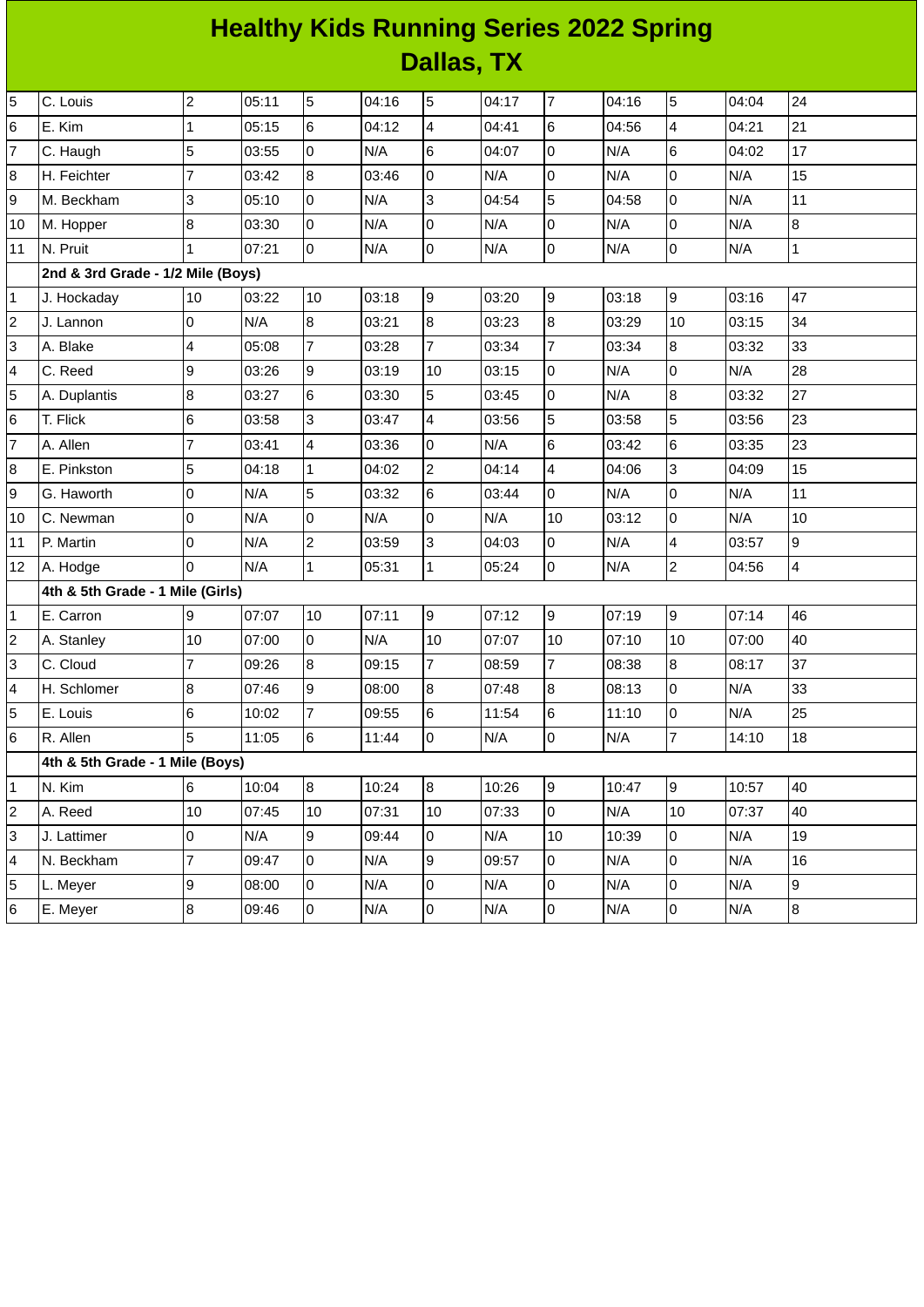# Healthy Kids Running Series 2022 Spring Dallas, TX

| | | | | | | | | | | | | |
|---|---|---|---|---|---|---|---|---|---|---|---|---|
| 5 | C. Louis | 2 | 05:11 | 5 | 04:16 | 5 | 04:17 | 7 | 04:16 | 5 | 04:04 | 24 |
| 6 | E. Kim | 1 | 05:15 | 6 | 04:12 | 4 | 04:41 | 6 | 04:56 | 4 | 04:21 | 21 |
| 7 | C. Haugh | 5 | 03:55 | 0 | N/A | 6 | 04:07 | 0 | N/A | 6 | 04:02 | 17 |
| 8 | H. Feichter | 7 | 03:42 | 8 | 03:46 | 0 | N/A | 0 | N/A | 0 | N/A | 15 |
| 9 | M. Beckham | 3 | 05:10 | 0 | N/A | 3 | 04:54 | 5 | 04:58 | 0 | N/A | 11 |
| 10 | M. Hopper | 8 | 03:30 | 0 | N/A | 0 | N/A | 0 | N/A | 0 | N/A | 8 |
| 11 | N. Pruit | 1 | 07:21 | 0 | N/A | 0 | N/A | 0 | N/A | 0 | N/A | 1 |
| | **2nd & 3rd Grade - 1/2 Mile (Boys)** | | | | | | | | | | | |
| 1 | J. Hockaday | 10 | 03:22 | 10 | 03:18 | 9 | 03:20 | 9 | 03:18 | 9 | 03:16 | 47 |
| 2 | J. Lannon | 0 | N/A | 8 | 03:21 | 8 | 03:23 | 8 | 03:29 | 10 | 03:15 | 34 |
| 3 | A. Blake | 4 | 05:08 | 7 | 03:28 | 7 | 03:34 | 7 | 03:34 | 8 | 03:32 | 33 |
| 4 | C. Reed | 9 | 03:26 | 9 | 03:19 | 10 | 03:15 | 0 | N/A | 0 | N/A | 28 |
| 5 | A. Duplantis | 8 | 03:27 | 6 | 03:30 | 5 | 03:45 | 0 | N/A | 8 | 03:32 | 27 |
| 6 | T. Flick | 6 | 03:58 | 3 | 03:47 | 4 | 03:56 | 5 | 03:58 | 5 | 03:56 | 23 |
| 7 | A. Allen | 7 | 03:41 | 4 | 03:36 | 0 | N/A | 6 | 03:42 | 6 | 03:35 | 23 |
| 8 | E. Pinkston | 5 | 04:18 | 1 | 04:02 | 2 | 04:14 | 4 | 04:06 | 3 | 04:09 | 15 |
| 9 | G. Haworth | 0 | N/A | 5 | 03:32 | 6 | 03:44 | 0 | N/A | 0 | N/A | 11 |
| 10 | C. Newman | 0 | N/A | 0 | N/A | 0 | N/A | 10 | 03:12 | 0 | N/A | 10 |
| 11 | P. Martin | 0 | N/A | 2 | 03:59 | 3 | 04:03 | 0 | N/A | 4 | 03:57 | 9 |
| 12 | A. Hodge | 0 | N/A | 1 | 05:31 | 1 | 05:24 | 0 | N/A | 2 | 04:56 | 4 |
| | **4th & 5th Grade - 1 Mile (Girls)** | | | | | | | | | | | |
| 1 | E. Carron | 9 | 07:07 | 10 | 07:11 | 9 | 07:12 | 9 | 07:19 | 9 | 07:14 | 46 |
| 2 | A. Stanley | 10 | 07:00 | 0 | N/A | 10 | 07:07 | 10 | 07:10 | 10 | 07:00 | 40 |
| 3 | C. Cloud | 7 | 09:26 | 8 | 09:15 | 7 | 08:59 | 7 | 08:38 | 8 | 08:17 | 37 |
| 4 | H. Schlomer | 8 | 07:46 | 9 | 08:00 | 8 | 07:48 | 8 | 08:13 | 0 | N/A | 33 |
| 5 | E. Louis | 6 | 10:02 | 7 | 09:55 | 6 | 11:54 | 6 | 11:10 | 0 | N/A | 25 |
| 6 | R. Allen | 5 | 11:05 | 6 | 11:44 | 0 | N/A | 0 | N/A | 7 | 14:10 | 18 |
| | **4th & 5th Grade - 1 Mile (Boys)** | | | | | | | | | | | |
| 1 | N. Kim | 6 | 10:04 | 8 | 10:24 | 8 | 10:26 | 9 | 10:47 | 9 | 10:57 | 40 |
| 2 | A. Reed | 10 | 07:45 | 10 | 07:31 | 10 | 07:33 | 0 | N/A | 10 | 07:37 | 40 |
| 3 | J. Lattimer | 0 | N/A | 9 | 09:44 | 0 | N/A | 10 | 10:39 | 0 | N/A | 19 |
| 4 | N. Beckham | 7 | 09:47 | 0 | N/A | 9 | 09:57 | 0 | N/A | 0 | N/A | 16 |
| 5 | L. Meyer | 9 | 08:00 | 0 | N/A | 0 | N/A | 0 | N/A | 0 | N/A | 9 |
| 6 | E. Meyer | 8 | 09:46 | 0 | N/A | 0 | N/A | 0 | N/A | 0 | N/A | 8 |